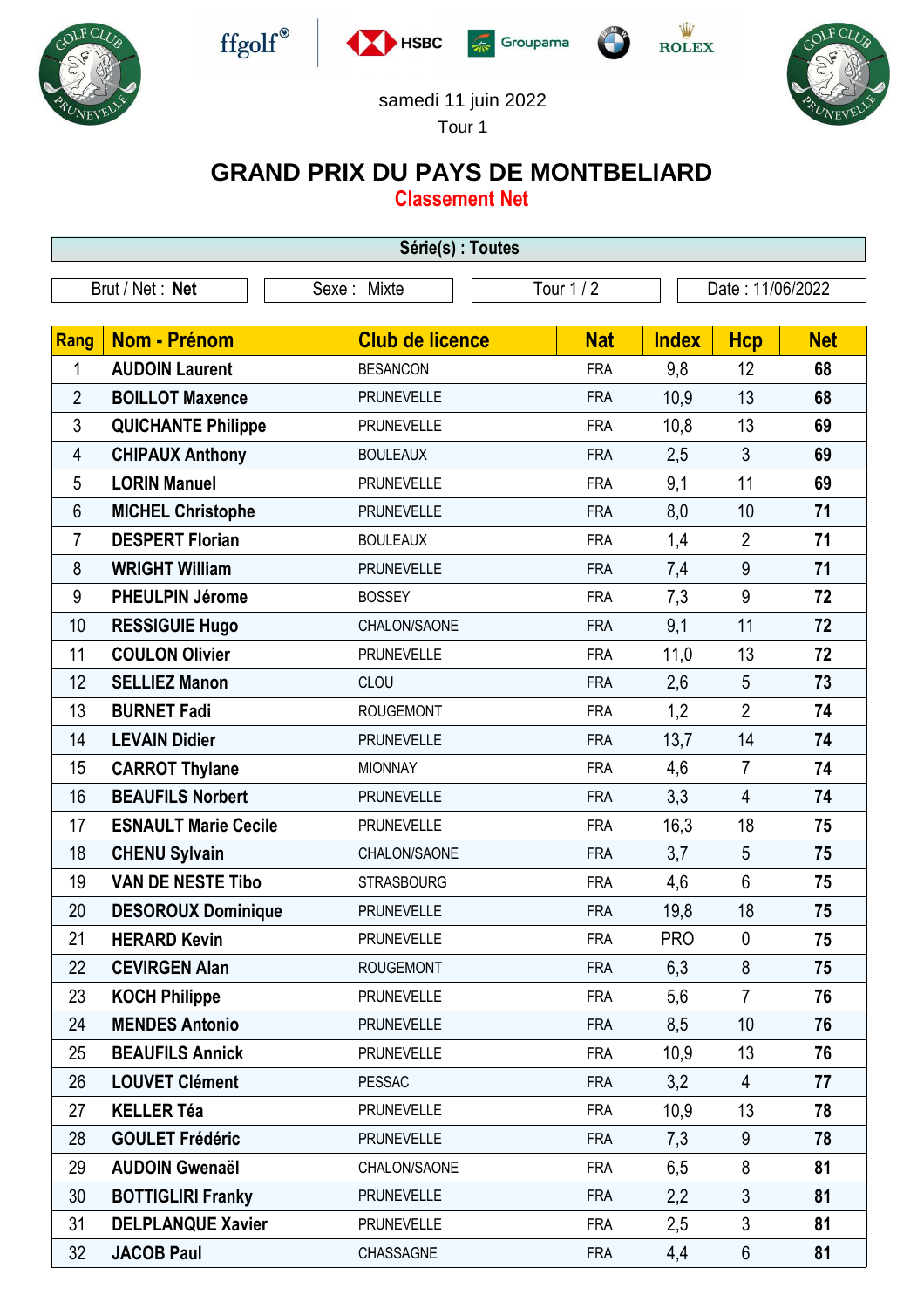samedi 11 juin 2022

Tour 1

# GRAND PRIX DU PAYS DE MONTBELIARD

## Classement Net

**Série(s) : Toutes**

| Brut / Net : **Net** | Sexe : Mixte | Tour 1 / 2 | Date : 11/06/2022 |
|---|---|---|---|

| Rang | Nom - Prénom | Club de licence | Nat | Index | Hcp | Net |
|---|---|---|---|---|---|---|
| 1 | **AUDOIN Laurent** | BESANCON | FRA | 9,8 | 12 | **68** |
| 2 | **BOILLOT Maxence** | PRUNEVELLE | FRA | 10,9 | 13 | **68** |
| 3 | **QUICHANTE Philippe** | PRUNEVELLE | FRA | 10,8 | 13 | **69** |
| 4 | **CHIPAUX Anthony** | BOULEAUX | FRA | 2,5 | 3 | **69** |
| 5 | **LORIN Manuel** | PRUNEVELLE | FRA | 9,1 | 11 | **69** |
| 6 | **MICHEL Christophe** | PRUNEVELLE | FRA | 8,0 | 10 | **71** |
| 7 | **DESPERT Florian** | BOULEAUX | FRA | 1,4 | 2 | **71** |
| 8 | **WRIGHT William** | PRUNEVELLE | FRA | 7,4 | 9 | **71** |
| 9 | **PHEULPIN Jérome** | BOSSEY | FRA | 7,3 | 9 | **72** |
| 10 | **RESSIGUIE Hugo** | CHALON/SAONE | FRA | 9,1 | 11 | **72** |
| 11 | **COULON Olivier** | PRUNEVELLE | FRA | 11,0 | 13 | **72** |
| 12 | **SELLIEZ Manon** | CLOU | FRA | 2,6 | 5 | **73** |
| 13 | **BURNET Fadi** | ROUGEMONT | FRA | 1,2 | 2 | **74** |
| 14 | **LEVAIN Didier** | PRUNEVELLE | FRA | 13,7 | 14 | **74** |
| 15 | **CARROT Thylane** | MIONNAY | FRA | 4,6 | 7 | **74** |
| 16 | **BEAUFILS Norbert** | PRUNEVELLE | FRA | 3,3 | 4 | **74** |
| 17 | **ESNAULT Marie Cecile** | PRUNEVELLE | FRA | 16,3 | 18 | **75** |
| 18 | **CHENU Sylvain** | CHALON/SAONE | FRA | 3,7 | 5 | **75** |
| 19 | **VAN DE NESTE Tibo** | STRASBOURG | FRA | 4,6 | 6 | **75** |
| 20 | **DESOROUX Dominique** | PRUNEVELLE | FRA | 19,8 | 18 | **75** |
| 21 | **HERARD Kevin** | PRUNEVELLE | FRA | PRO | 0 | **75** |
| 22 | **CEVIRGEN Alan** | ROUGEMONT | FRA | 6,3 | 8 | **75** |
| 23 | **KOCH Philippe** | PRUNEVELLE | FRA | 5,6 | 7 | **76** |
| 24 | **MENDES Antonio** | PRUNEVELLE | FRA | 8,5 | 10 | **76** |
| 25 | **BEAUFILS Annick** | PRUNEVELLE | FRA | 10,9 | 13 | **76** |
| 26 | **LOUVET Clément** | PESSAC | FRA | 3,2 | 4 | **77** |
| 27 | **KELLER Téa** | PRUNEVELLE | FRA | 10,9 | 13 | **78** |
| 28 | **GOULET Frédéric** | PRUNEVELLE | FRA | 7,3 | 9 | **78** |
| 29 | **AUDOIN Gwenaël** | CHALON/SAONE | FRA | 6,5 | 8 | **81** |
| 30 | **BOTTIGLIRI Franky** | PRUNEVELLE | FRA | 2,2 | 3 | **81** |
| 31 | **DELPLANQUE Xavier** | PRUNEVELLE | FRA | 2,5 | 3 | **81** |
| 32 | **JACOB Paul** | CHASSAGNE | FRA | 4,4 | 6 | **81** |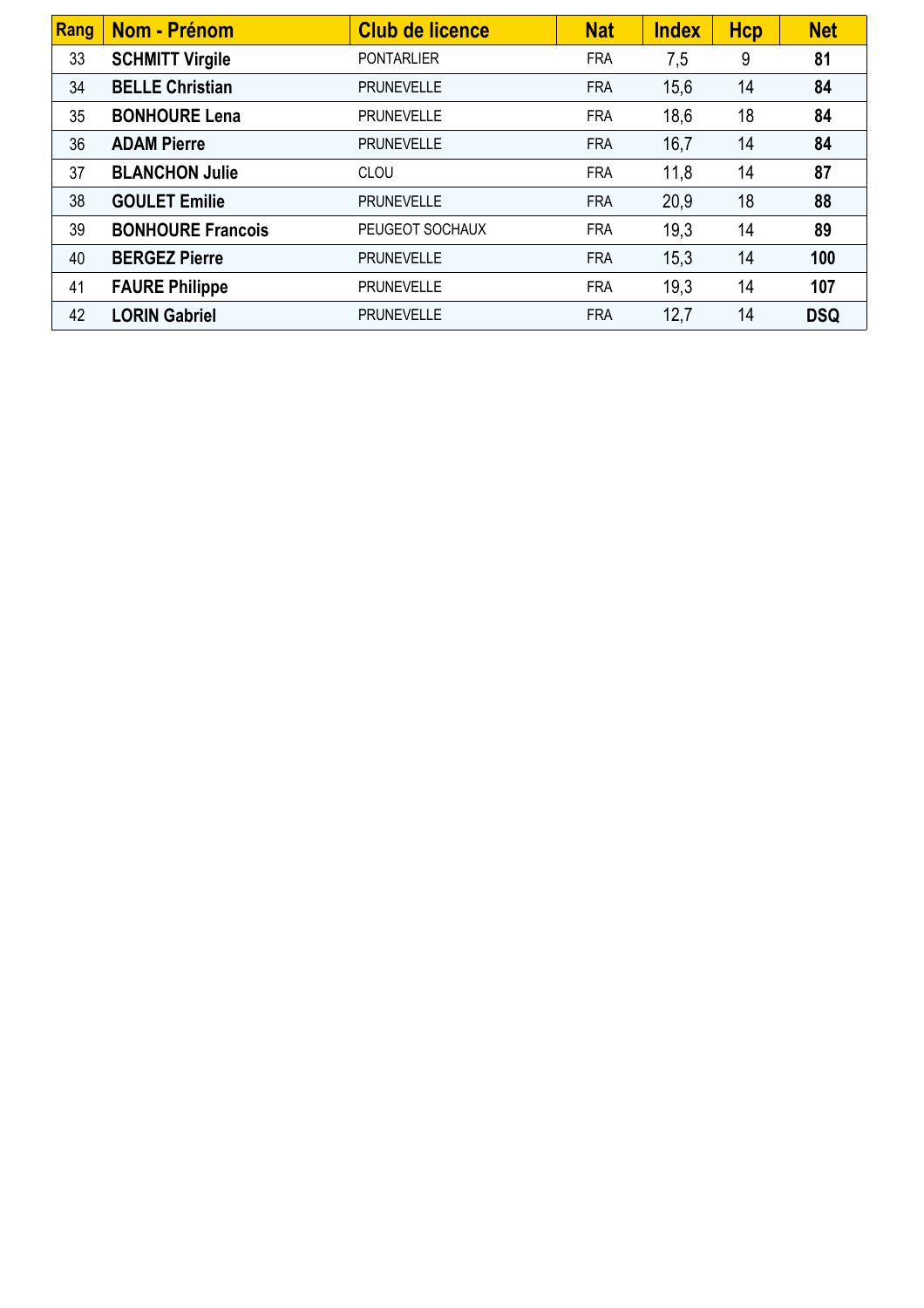| Rang | Nom - Prénom | Club de licence | Nat | Index | Hcp | Net |
|---|---|---|---|---|---|---|
| 33 | **SCHMITT Virgile** | PONTARLIER | FRA | 7,5 | 9 | **81** |
| 34 | **BELLE Christian** | PRUNEVELLE | FRA | 15,6 | 14 | **84** |
| 35 | **BONHOURE Lena** | PRUNEVELLE | FRA | 18,6 | 18 | **84** |
| 36 | **ADAM Pierre** | PRUNEVELLE | FRA | 16,7 | 14 | **84** |
| 37 | **BLANCHON Julie** | CLOU | FRA | 11,8 | 14 | **87** |
| 38 | **GOULET Emilie** | PRUNEVELLE | FRA | 20,9 | 18 | **88** |
| 39 | **BONHOURE Francois** | PEUGEOT SOCHAUX | FRA | 19,3 | 14 | **89** |
| 40 | **BERGEZ Pierre** | PRUNEVELLE | FRA | 15,3 | 14 | **100** |
| 41 | **FAURE Philippe** | PRUNEVELLE | FRA | 19,3 | 14 | **107** |
| 42 | **LORIN Gabriel** | PRUNEVELLE | FRA | 12,7 | 14 | **DSQ** |